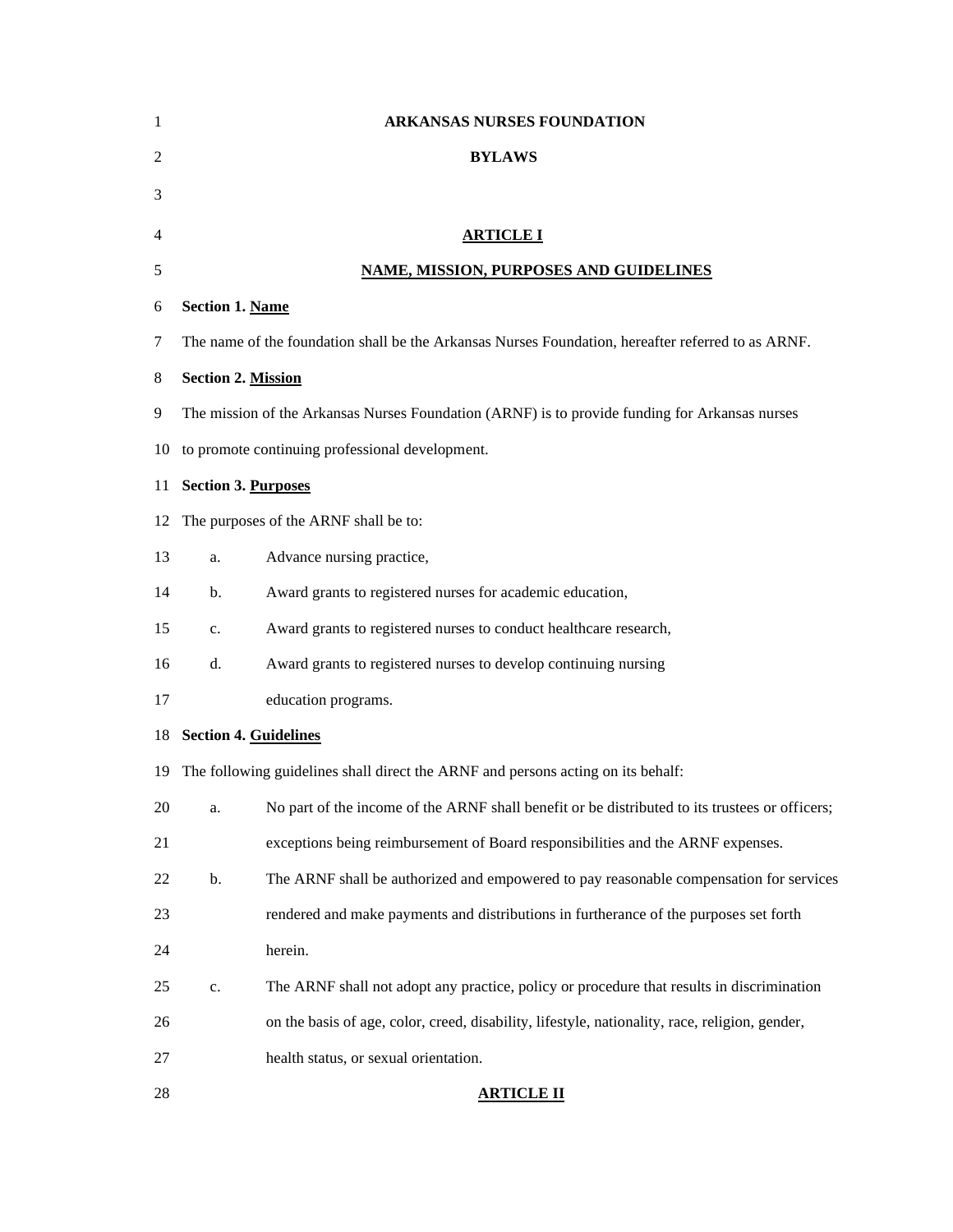# ARKANSAS NURSES FOUNDATION

## BYLAWS

## ARTICLE I

## NAME, MISSION, PURPOSES AND GUIDELINES

**Section 1. Name**

The name of the foundation shall be the Arkansas Nurses Foundation, hereafter referred to as ARNF.

**Section 2. Mission**

The mission of the Arkansas Nurses Foundation (ARNF) is to provide funding for Arkansas nurses to promote continuing professional development.

**Section 3. Purposes**

The purposes of the ARNF shall be to:

a. Advance nursing practice,

b. Award grants to registered nurses for academic education,

c. Award grants to registered nurses to conduct healthcare research,

d. Award grants to registered nurses to develop continuing nursing education programs.

**Section 4. Guidelines**

The following guidelines shall direct the ARNF and persons acting on its behalf:

a. No part of the income of the ARNF shall benefit or be distributed to its trustees or officers; exceptions being reimbursement of Board responsibilities and the ARNF expenses.

b. The ARNF shall be authorized and empowered to pay reasonable compensation for services rendered and make payments and distributions in furtherance of the purposes set forth herein.

c. The ARNF shall not adopt any practice, policy or procedure that results in discrimination on the basis of age, color, creed, disability, lifestyle, nationality, race, religion, gender, health status, or sexual orientation.

## ARTICLE II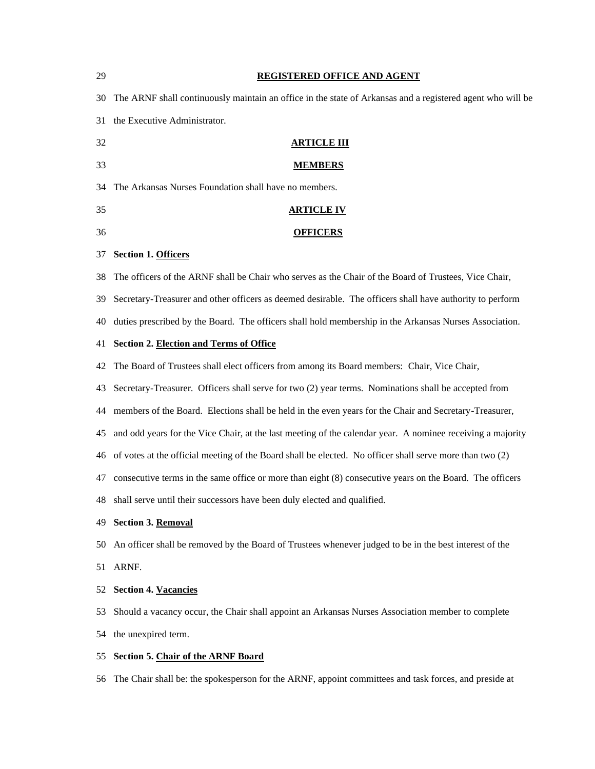## REGISTERED OFFICE AND AGENT

The ARNF shall continuously maintain an office in the state of Arkansas and a registered agent who will be the Executive Administrator.

## ARTICLE III

## MEMBERS

The Arkansas Nurses Foundation shall have no members.

## ARTICLE IV

## OFFICERS

**Section 1. Officers**

The officers of the ARNF shall be Chair who serves as the Chair of the Board of Trustees, Vice Chair, Secretary-Treasurer and other officers as deemed desirable. The officers shall have authority to perform duties prescribed by the Board. The officers shall hold membership in the Arkansas Nurses Association.

**Section 2. Election and Terms of Office**

The Board of Trustees shall elect officers from among its Board members: Chair, Vice Chair, Secretary-Treasurer. Officers shall serve for two (2) year terms. Nominations shall be accepted from members of the Board. Elections shall be held in the even years for the Chair and Secretary-Treasurer, and odd years for the Vice Chair, at the last meeting of the calendar year. A nominee receiving a majority of votes at the official meeting of the Board shall be elected. No officer shall serve more than two (2) consecutive terms in the same office or more than eight (8) consecutive years on the Board. The officers shall serve until their successors have been duly elected and qualified.

**Section 3. Removal**

An officer shall be removed by the Board of Trustees whenever judged to be in the best interest of the ARNF.

**Section 4. Vacancies**

Should a vacancy occur, the Chair shall appoint an Arkansas Nurses Association member to complete the unexpired term.

**Section 5. Chair of the ARNF Board**

The Chair shall be: the spokesperson for the ARNF, appoint committees and task forces, and preside at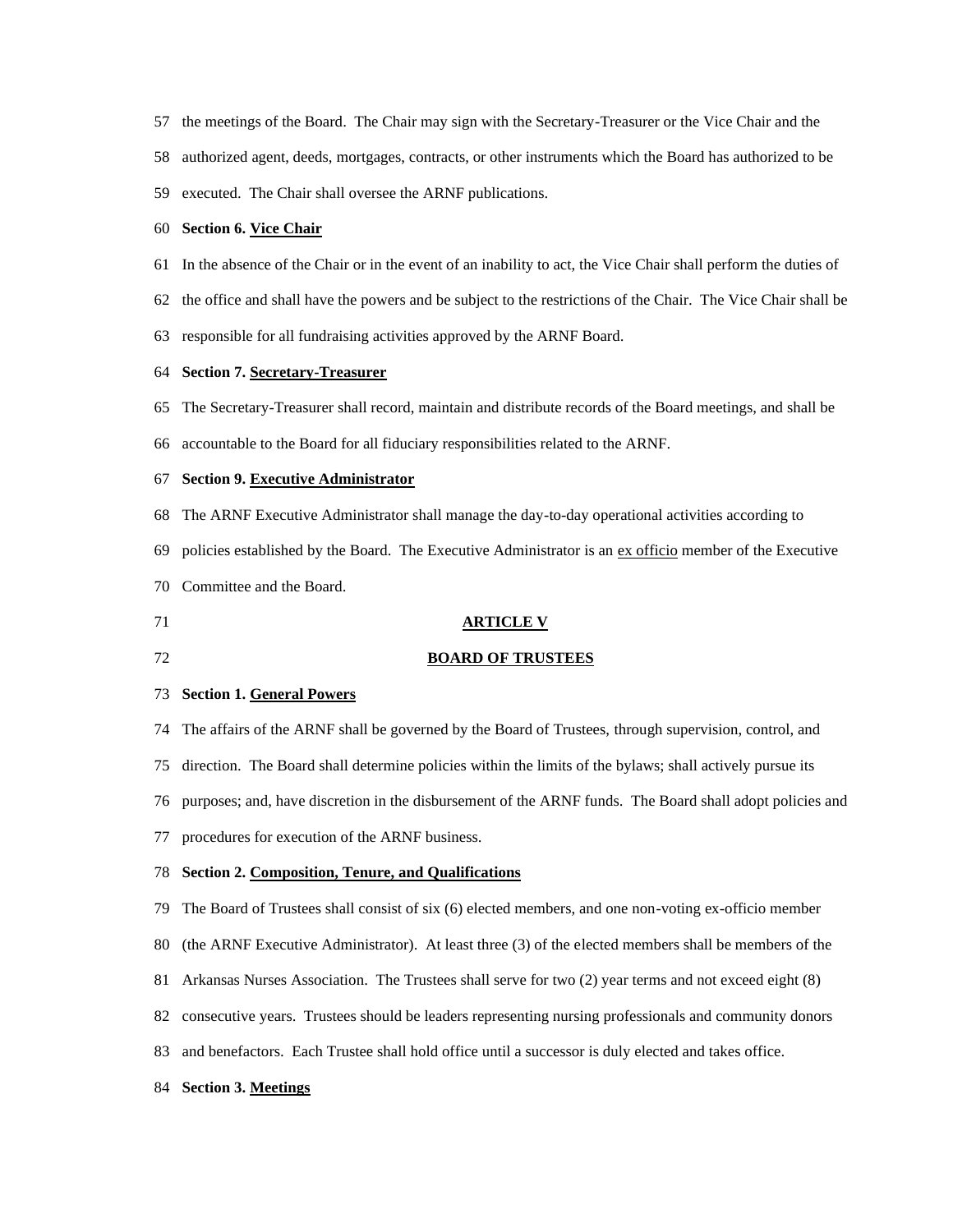the meetings of the Board. The Chair may sign with the Secretary-Treasurer or the Vice Chair and the authorized agent, deeds, mortgages, contracts, or other instruments which the Board has authorized to be executed. The Chair shall oversee the ARNF publications.

**Section 6. Vice Chair**

In the absence of the Chair or in the event of an inability to act, the Vice Chair shall perform the duties of the office and shall have the powers and be subject to the restrictions of the Chair. The Vice Chair shall be responsible for all fundraising activities approved by the ARNF Board.

**Section 7. Secretary-Treasurer**

The Secretary-Treasurer shall record, maintain and distribute records of the Board meetings, and shall be accountable to the Board for all fiduciary responsibilities related to the ARNF.

**Section 9. Executive Administrator**

The ARNF Executive Administrator shall manage the day-to-day operational activities according to policies established by the Board. The Executive Administrator is an ex officio member of the Executive Committee and the Board.

## ARTICLE V

## BOARD OF TRUSTEES

**Section 1. General Powers**

The affairs of the ARNF shall be governed by the Board of Trustees, through supervision, control, and direction. The Board shall determine policies within the limits of the bylaws; shall actively pursue its purposes; and, have discretion in the disbursement of the ARNF funds. The Board shall adopt policies and procedures for execution of the ARNF business.

**Section 2. Composition, Tenure, and Qualifications**

The Board of Trustees shall consist of six (6) elected members, and one non-voting ex-officio member (the ARNF Executive Administrator). At least three (3) of the elected members shall be members of the Arkansas Nurses Association. The Trustees shall serve for two (2) year terms and not exceed eight (8) consecutive years. Trustees should be leaders representing nursing professionals and community donors and benefactors. Each Trustee shall hold office until a successor is duly elected and takes office.

**Section 3. Meetings**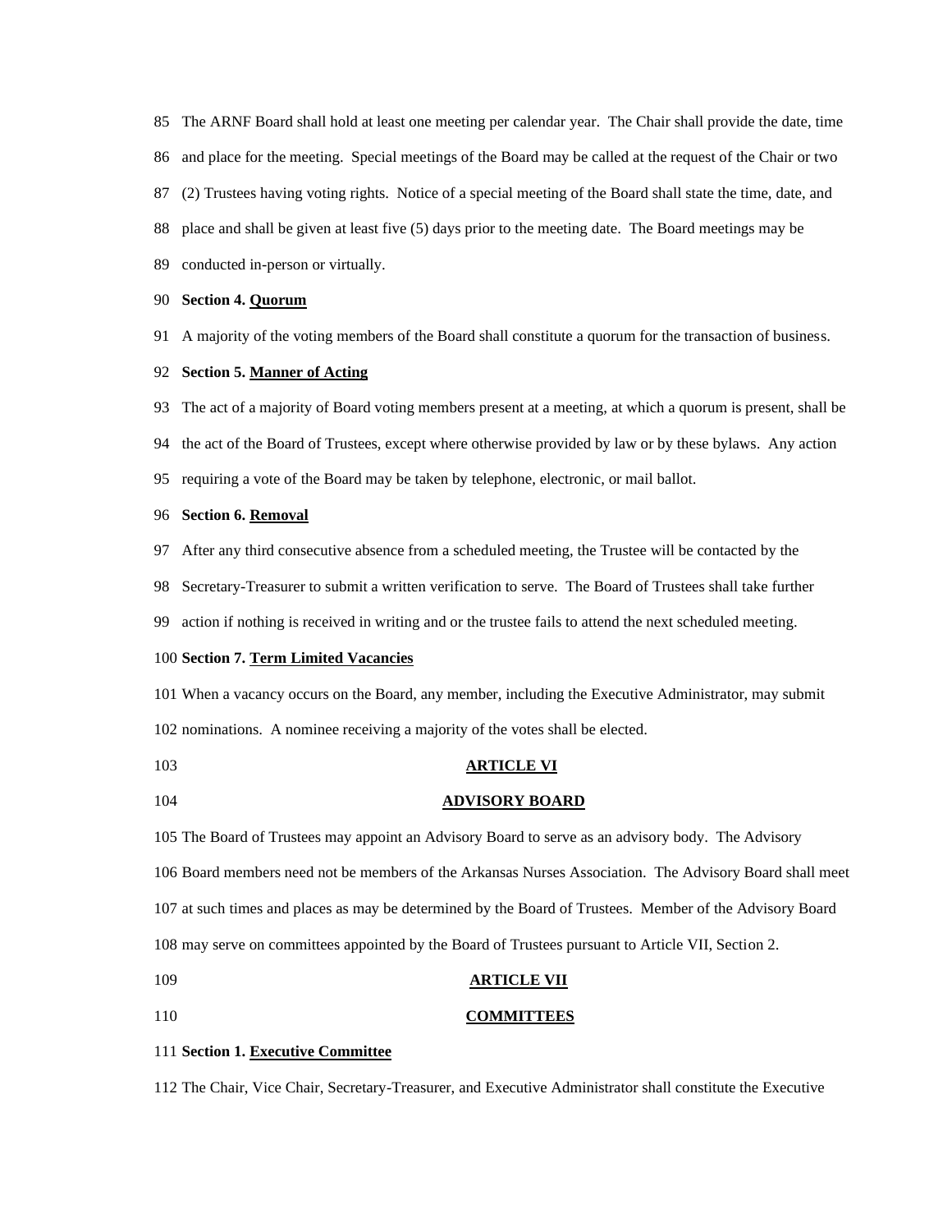The ARNF Board shall hold at least one meeting per calendar year. The Chair shall provide the date, time and place for the meeting. Special meetings of the Board may be called at the request of the Chair or two (2) Trustees having voting rights. Notice of a special meeting of the Board shall state the time, date, and place and shall be given at least five (5) days prior to the meeting date. The Board meetings may be conducted in-person or virtually.

**Section 4. Quorum**

A majority of the voting members of the Board shall constitute a quorum for the transaction of business.

**Section 5. Manner of Acting**

The act of a majority of Board voting members present at a meeting, at which a quorum is present, shall be the act of the Board of Trustees, except where otherwise provided by law or by these bylaws. Any action requiring a vote of the Board may be taken by telephone, electronic, or mail ballot.

**Section 6. Removal**

After any third consecutive absence from a scheduled meeting, the Trustee will be contacted by the Secretary-Treasurer to submit a written verification to serve. The Board of Trustees shall take further action if nothing is received in writing and or the trustee fails to attend the next scheduled meeting.

**Section 7. Term Limited Vacancies**

When a vacancy occurs on the Board, any member, including the Executive Administrator, may submit nominations. A nominee receiving a majority of the votes shall be elected.

## ARTICLE VI

## ADVISORY BOARD

The Board of Trustees may appoint an Advisory Board to serve as an advisory body. The Advisory Board members need not be members of the Arkansas Nurses Association. The Advisory Board shall meet at such times and places as may be determined by the Board of Trustees. Member of the Advisory Board may serve on committees appointed by the Board of Trustees pursuant to Article VII, Section 2.

## ARTICLE VII

## COMMITTEES

**Section 1. Executive Committee**

The Chair, Vice Chair, Secretary-Treasurer, and Executive Administrator shall constitute the Executive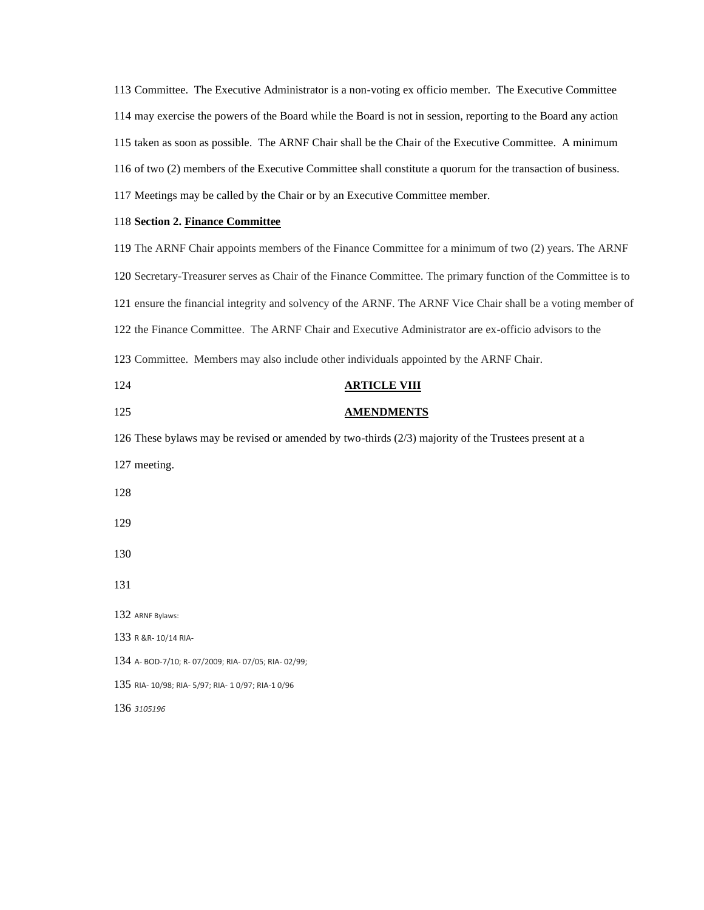Committee. The Executive Administrator is a non-voting ex officio member. The Executive Committee may exercise the powers of the Board while the Board is not in session, reporting to the Board any action taken as soon as possible. The ARNF Chair shall be the Chair of the Executive Committee. A minimum of two (2) members of the Executive Committee shall constitute a quorum for the transaction of business. Meetings may be called by the Chair or by an Executive Committee member.

**Section 2. <u>Finance Committee</u>**

The ARNF Chair appoints members of the Finance Committee for a minimum of two (2) years. The ARNF Secretary-Treasurer serves as Chair of the Finance Committee. The primary function of the Committee is to ensure the financial integrity and solvency of the ARNF. The ARNF Vice Chair shall be a voting member of the Finance Committee. The ARNF Chair and Executive Administrator are ex-officio advisors to the Committee. Members may also include other individuals appointed by the ARNF Chair.

## ARTICLE VIII

## AMENDMENTS

These bylaws may be revised or amended by two-thirds (2/3) majority of the Trustees present at a meeting.

ARNF Bylaws:

R &R- 10/14 RIA-

A- BOD-7/10; R- 07/2009; RIA- 07/05; RIA- 02/99;

RIA- 10/98; RIA- 5/97; RIA- 1 0/97; RIA-1 0/96

*3105196*